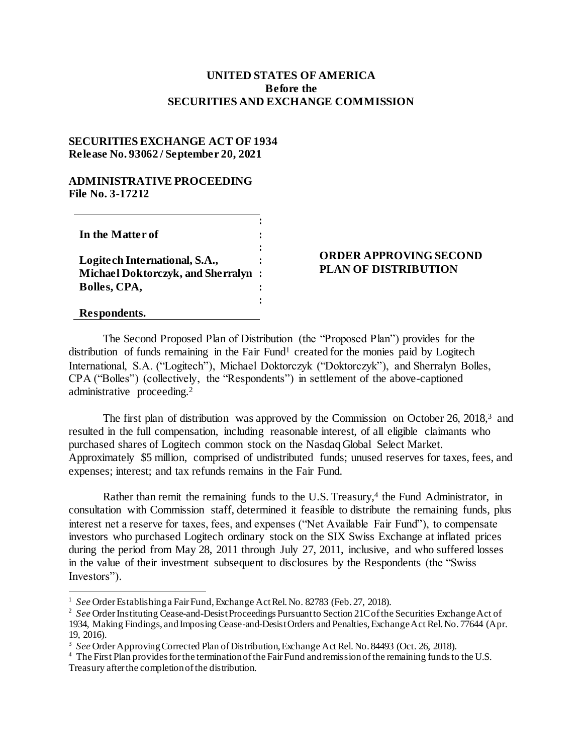**UNITED STATES OF AMERICA**
**Before the**
**SECURITIES AND EXCHANGE COMMISSION**

**SECURITIES EXCHANGE ACT OF 1934**
**Release No. 93062 / September 20, 2021**

**ADMINISTRATIVE PROCEEDING**
**File No. 3-17212**

**In the Matter of**

**Logitech International, S.A., Michael Doktorczyk, and Sherralyn Bolles, CPA,**

**Respondents.**

**ORDER APPROVING SECOND PLAN OF DISTRIBUTION**

The Second Proposed Plan of Distribution (the "Proposed Plan") provides for the distribution of funds remaining in the Fair Fund[1] created for the monies paid by Logitech International, S.A. ("Logitech"), Michael Doktorczyk ("Doktorczyk"), and Sherralyn Bolles, CPA ("Bolles") (collectively, the "Respondents") in settlement of the above-captioned administrative proceeding.[2]

The first plan of distribution was approved by the Commission on October 26, 2018,[3] and resulted in the full compensation, including reasonable interest, of all eligible claimants who purchased shares of Logitech common stock on the Nasdaq Global Select Market. Approximately $5 million, comprised of undistributed funds; unused reserves for taxes, fees, and expenses; interest; and tax refunds remains in the Fair Fund.

Rather than remit the remaining funds to the U.S. Treasury,[4] the Fund Administrator, in consultation with Commission staff, determined it feasible to distribute the remaining funds, plus interest net a reserve for taxes, fees, and expenses ("Net Available Fair Fund"), to compensate investors who purchased Logitech ordinary stock on the SIX Swiss Exchange at inflated prices during the period from May 28, 2011 through July 27, 2011, inclusive, and who suffered losses in the value of their investment subsequent to disclosures by the Respondents (the "Swiss Investors").

---

[1] *See* Order Establishing a Fair Fund, Exchange Act Rel. No. 82783 (Feb. 27, 2018).

[2] *See* Order Instituting Cease-and-Desist Proceedings Pursuant to Section 21C of the Securities Exchange Act of 1934, Making Findings, and Imposing Cease-and-Desist Orders and Penalties, Exchange Act Rel. No. 77644 (Apr. 19, 2016).

[3] *See* Order Approving Corrected Plan of Distribution, Exchange Act Rel. No. 84493 (Oct. 26, 2018).

[4] The First Plan provides for the termination of the Fair Fund and remission of the remaining funds to the U.S. Treasury after the completion of the distribution.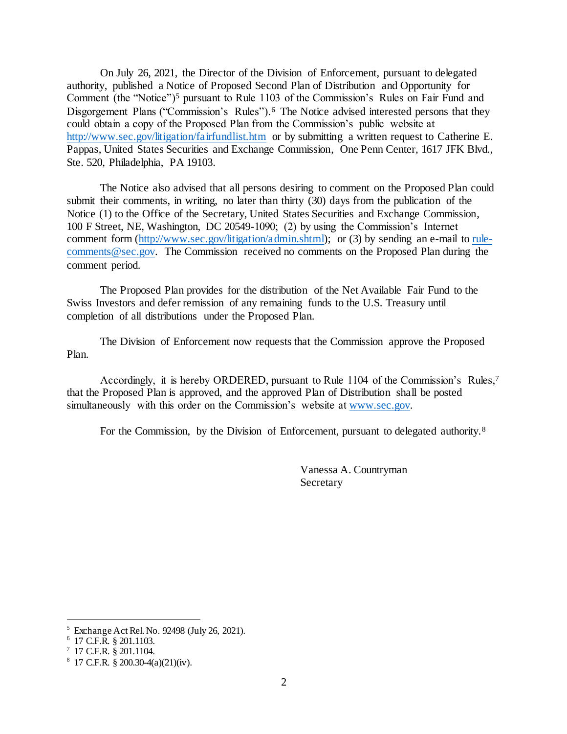On July 26, 2021, the Director of the Division of Enforcement, pursuant to delegated authority, published a Notice of Proposed Second Plan of Distribution and Opportunity for Comment (the "Notice")[5] pursuant to Rule 1103 of the Commission's Rules on Fair Fund and Disgorgement Plans ("Commission's Rules").[6] The Notice advised interested persons that they could obtain a copy of the Proposed Plan from the Commission's public website at http://www.sec.gov/litigation/fairfundlist.htm or by submitting a written request to Catherine E. Pappas, United States Securities and Exchange Commission, One Penn Center, 1617 JFK Blvd., Ste. 520, Philadelphia, PA 19103.

The Notice also advised that all persons desiring to comment on the Proposed Plan could submit their comments, in writing, no later than thirty (30) days from the publication of the Notice (1) to the Office of the Secretary, United States Securities and Exchange Commission, 100 F Street, NE, Washington, DC 20549-1090; (2) by using the Commission's Internet comment form (http://www.sec.gov/litigation/admin.shtml); or (3) by sending an e-mail to rule-comments@sec.gov. The Commission received no comments on the Proposed Plan during the comment period.

The Proposed Plan provides for the distribution of the Net Available Fair Fund to the Swiss Investors and defer remission of any remaining funds to the U.S. Treasury until completion of all distributions under the Proposed Plan.

The Division of Enforcement now requests that the Commission approve the Proposed Plan.

Accordingly, it is hereby ORDERED, pursuant to Rule 1104 of the Commission's Rules,[7] that the Proposed Plan is approved, and the approved Plan of Distribution shall be posted simultaneously with this order on the Commission's website at www.sec.gov.

For the Commission, by the Division of Enforcement, pursuant to delegated authority.[8]

Vanessa A. Countryman
Secretary

---

[5] Exchange Act Rel. No. 92498 (July 26, 2021).
[6] 17 C.F.R. § 201.1103.
[7] 17 C.F.R. § 201.1104.
[8] 17 C.F.R. § 200.30-4(a)(21)(iv).